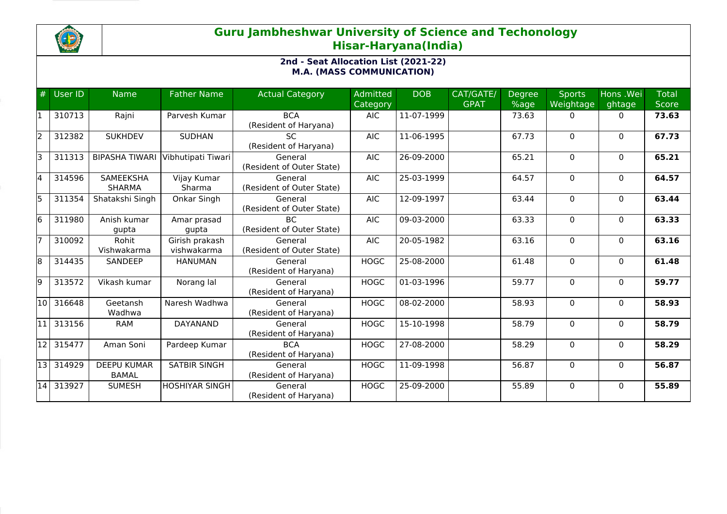# Guru Jambheshwar University of Science and Techonology
## Hisar-Haryana(India)

### 2nd - Seat Allocation List (2021-22)
### M.A. (MASS COMMUNICATION)

| # | User ID | Name | Father Name | Actual Category | Admitted Category | DOB | CAT/GATE/ GPAT | Degree %age | Sports Weightage | Hons .Weightage | Total Score |
|---|---|---|---|---|---|---|---|---|---|---|---|
| 1 | 310713 | Rajni | Parvesh Kumar | BCA (Resident of Haryana) | AIC | 11-07-1999 | | 73.63 | 0 | 0 | **73.63** |
| 2 | 312382 | SUKHDEV | SUDHAN | SC (Resident of Haryana) | AIC | 11-06-1995 | | 67.73 | 0 | 0 | **67.73** |
| 3 | 311313 | BIPASHA TIWARI | Vibhutipati Tiwari | General (Resident of Outer State) | AIC | 26-09-2000 | | 65.21 | 0 | 0 | **65.21** |
| 4 | 314596 | SAMEEKSHA SHARMA | Vijay Kumar Sharma | General (Resident of Outer State) | AIC | 25-03-1999 | | 64.57 | 0 | 0 | **64.57** |
| 5 | 311354 | Shatakshi Singh | Onkar Singh | General (Resident of Outer State) | AIC | 12-09-1997 | | 63.44 | 0 | 0 | **63.44** |
| 6 | 311980 | Anish kumar gupta | Amar prasad gupta | BC (Resident of Outer State) | AIC | 09-03-2000 | | 63.33 | 0 | 0 | **63.33** |
| 7 | 310092 | Rohit Vishwakarma | Girish prakash vishwakarma | General (Resident of Outer State) | AIC | 20-05-1982 | | 63.16 | 0 | 0 | **63.16** |
| 8 | 314435 | SANDEEP | HANUMAN | General (Resident of Haryana) | HOGC | 25-08-2000 | | 61.48 | 0 | 0 | **61.48** |
| 9 | 313572 | Vikash kumar | Norang lal | General (Resident of Haryana) | HOGC | 01-03-1996 | | 59.77 | 0 | 0 | **59.77** |
| 10 | 316648 | Geetansh Wadhwa | Naresh Wadhwa | General (Resident of Haryana) | HOGC | 08-02-2000 | | 58.93 | 0 | 0 | **58.93** |
| 11 | 313156 | RAM | DAYANAND | General (Resident of Haryana) | HOGC | 15-10-1998 | | 58.79 | 0 | 0 | **58.79** |
| 12 | 315477 | Aman Soni | Pardeep Kumar | BCA (Resident of Haryana) | HOGC | 27-08-2000 | | 58.29 | 0 | 0 | **58.29** |
| 13 | 314929 | DEEPU KUMAR BAMAL | SATBIR SINGH | General (Resident of Haryana) | HOGC | 11-09-1998 | | 56.87 | 0 | 0 | **56.87** |
| 14 | 313927 | SUMESH | HOSHIYAR SINGH | General (Resident of Haryana) | HOGC | 25-09-2000 | | 55.89 | 0 | 0 | **55.89** |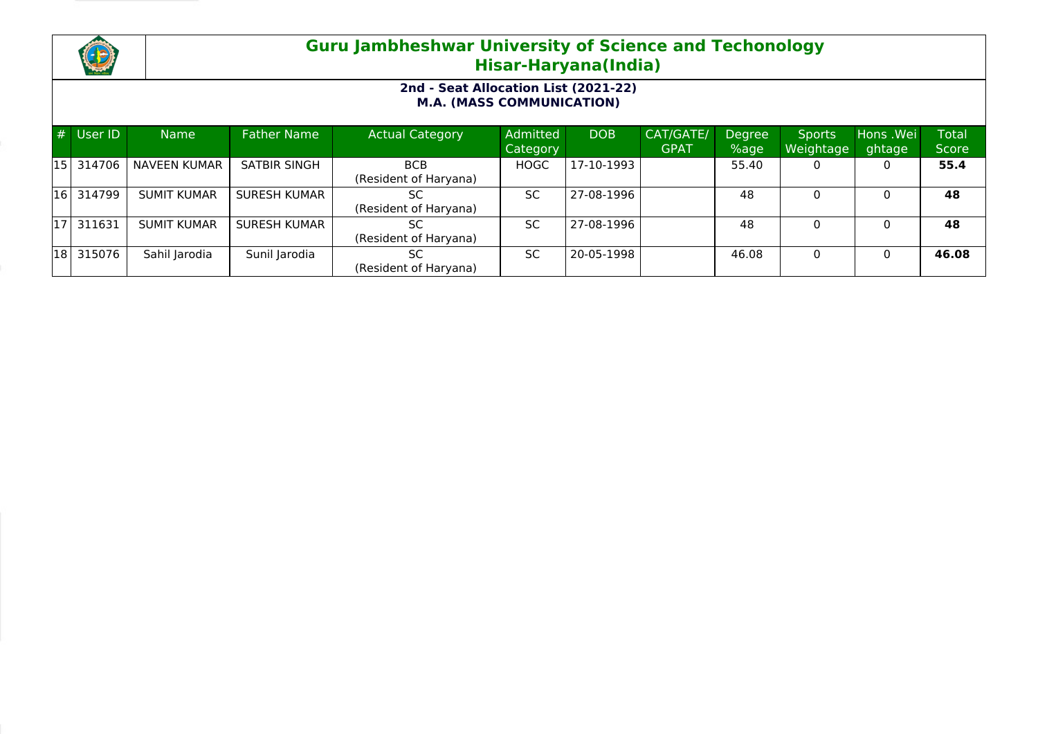# Guru Jambheshwar University of Science and Techonology
## Hisar-Haryana(India)

### 2nd - Seat Allocation List (2021-22)
### M.A. (MASS COMMUNICATION)

| # | User ID | Name | Father Name | Actual Category | Admitted Category | DOB | CAT/GATE/ GPAT | Degree %age | Sports Weightage | Hons .Weightage | Total Score |
|---|---|---|---|---|---|---|---|---|---|---|---|
| 15 | 314706 | NAVEEN KUMAR | SATBIR SINGH | BCB (Resident of Haryana) | HOGC | 17-10-1993 | | 55.40 | 0 | 0 | **55.4** |
| 16 | 314799 | SUMIT KUMAR | SURESH KUMAR | SC (Resident of Haryana) | SC | 27-08-1996 | | 48 | 0 | 0 | **48** |
| 17 | 311631 | SUMIT KUMAR | SURESH KUMAR | SC (Resident of Haryana) | SC | 27-08-1996 | | 48 | 0 | 0 | **48** |
| 18 | 315076 | Sahil Jarodia | Sunil Jarodia | SC (Resident of Haryana) | SC | 20-05-1998 | | 46.08 | 0 | 0 | **46.08** |